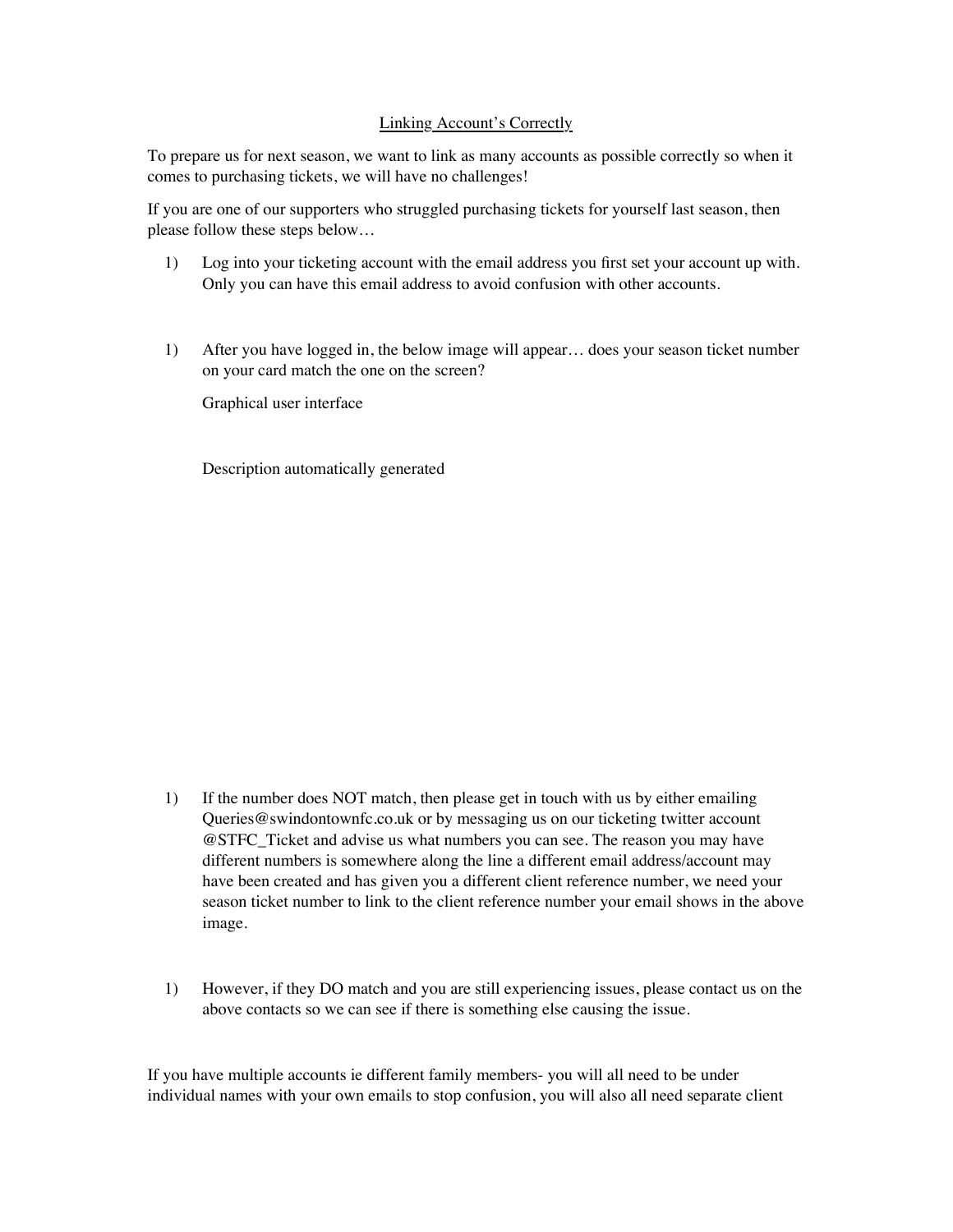<u>Linking Account's Correctly</u>

To prepare us for next season, we want to link as many accounts as possible correctly so when it comes to purchasing tickets, we will have no challenges!

If you are one of our supporters who struggled purchasing tickets for yourself last season, then please follow these steps below…

1) Log into your ticketing account with the email address you first set your account up with. Only you can have this email address to avoid confusion with other accounts.

1) After you have logged in, the below image will appear… does your season ticket number on your card match the one on the screen?

   Graphical user interface

   Description automatically generated

1) If the number does NOT match, then please get in touch with us by either emailing Queries@swindontownfc.co.uk or by messaging us on our ticketing twitter account @STFC_Ticket and advise us what numbers you can see. The reason you may have different numbers is somewhere along the line a different email address/account may have been created and has given you a different client reference number, we need your season ticket number to link to the client reference number your email shows in the above image.

1) However, if they DO match and you are still experiencing issues, please contact us on the above contacts so we can see if there is something else causing the issue.

If you have multiple accounts ie different family members- you will all need to be under individual names with your own emails to stop confusion, you will also all need separate client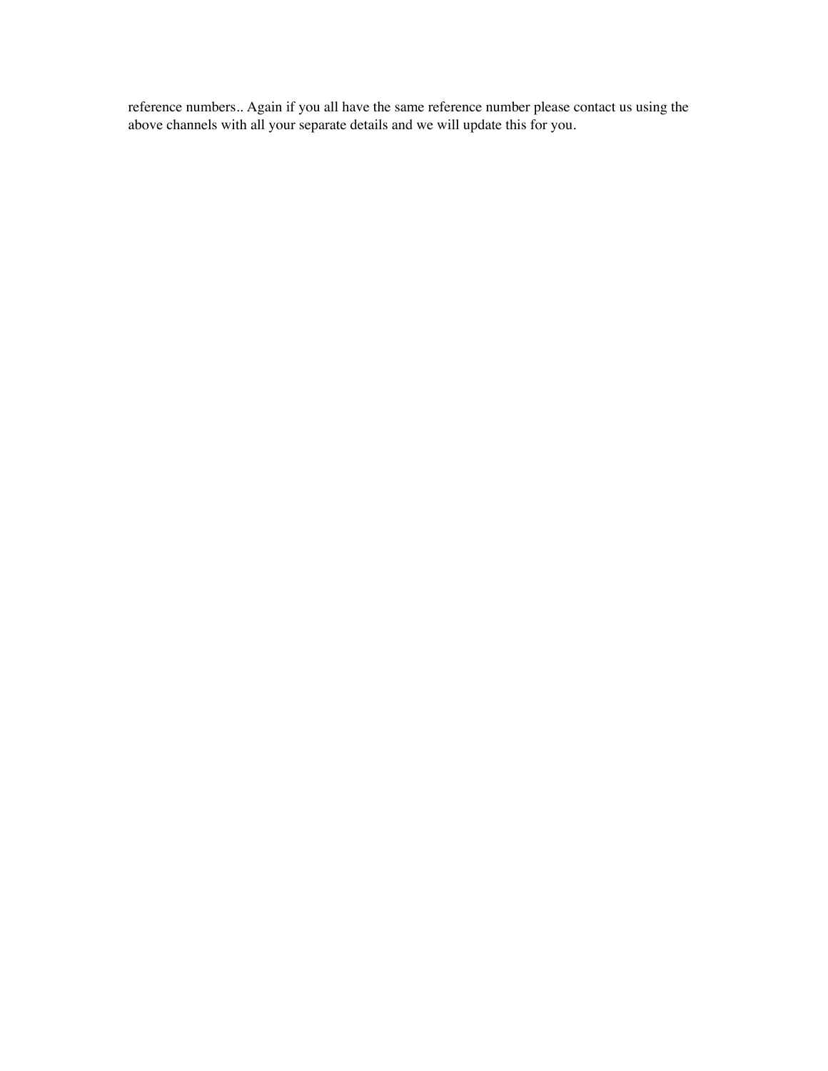reference numbers.. Again if you all have the same reference number please contact us using the above channels with all your separate details and we will update this for you.